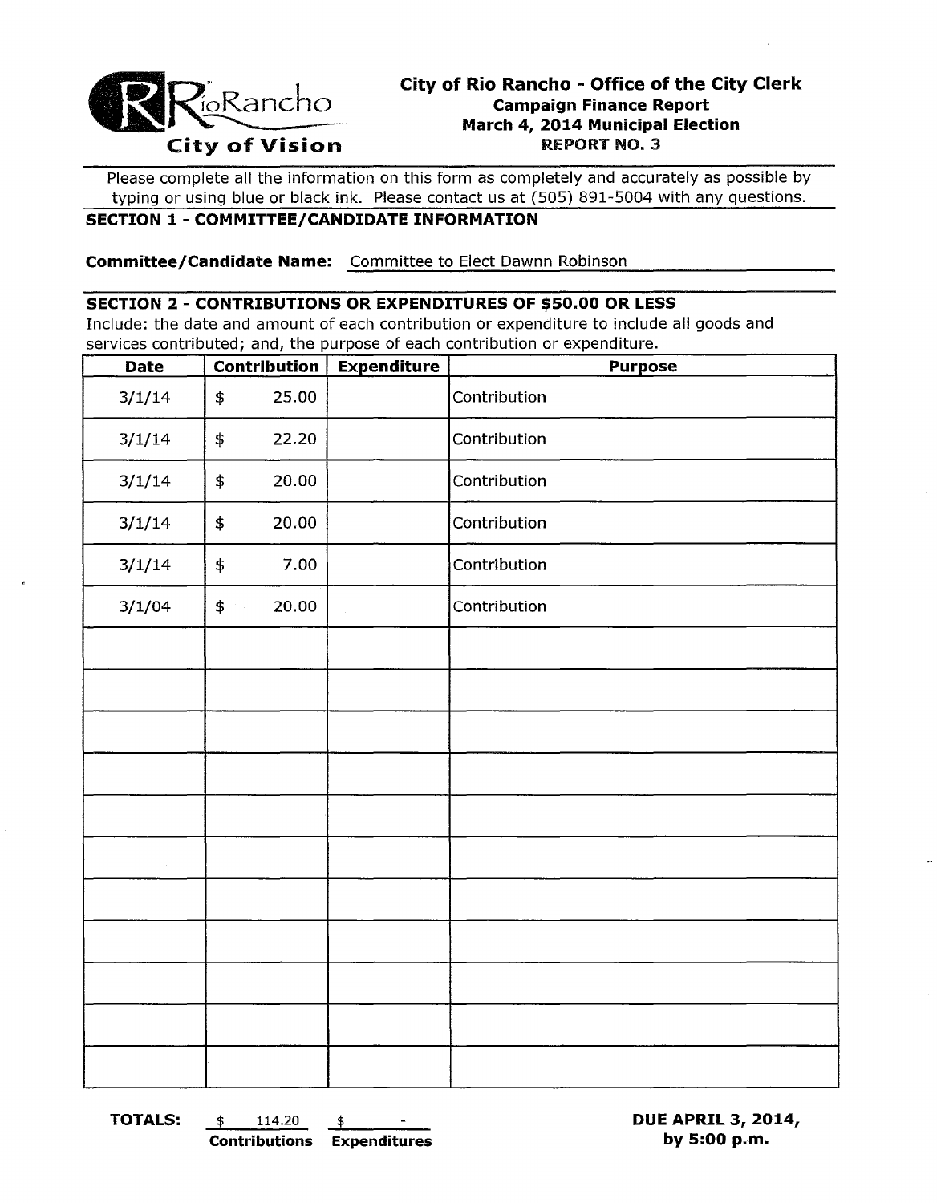RioRancho
City of Vision

# City of Rio Rancho - Office of the City Clerk

**Campaign Finance Report**
**March 4, 2014 Municipal Election**
**REPORT NO. 3**

Please complete all the information on this form as completely and accurately as possible by typing or using blue or black ink. Please contact us at (505) 891-5004 with any questions.

## SECTION 1 - COMMITTEE/CANDIDATE INFORMATION

**Committee/Candidate Name:** Committee to Elect Dawnn Robinson

## SECTION 2 - CONTRIBUTIONS OR EXPENDITURES OF $50.00 OR LESS

Include: the date and amount of each contribution or expenditure to include all goods and services contributed; and, the purpose of each contribution or expenditure.

| Date | Contribution | Expenditure | Purpose |
|---|---|---|---|
| 3/1/14 | $ 25.00 | | Contribution |
| 3/1/14 | $ 22.20 | | Contribution |
| 3/1/14 | $ 20.00 | | Contribution |
| 3/1/14 | $ 20.00 | | Contribution |
| 3/1/14 | $ 7.00 | | Contribution |
| 3/1/04 | $ 20.00 | | Contribution |
| | | | |
| | | | |
| | | | |
| | | | |
| | | | |
| | | | |
| | | | |
| | | | |
| | | | |
| | | | |
| | | | |

**TOTALS:** $ 114.20 (**Contributions**) $ - (**Expenditures**)

**DUE APRIL 3, 2014, by 5:00 p.m.**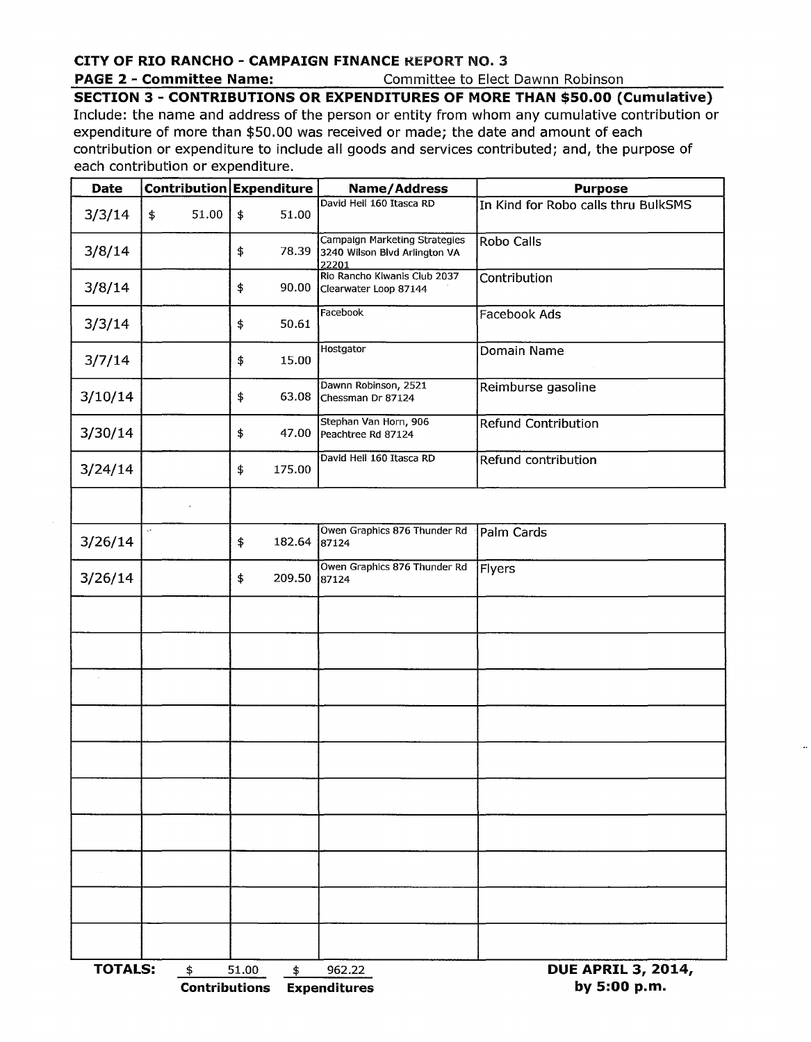**CITY OF RIO RANCHO - CAMPAIGN FINANCE REPORT NO. 3**

**PAGE 2 - Committee Name:** Committee to Elect Dawnn Robinson

**SECTION 3 - CONTRIBUTIONS OR EXPENDITURES OF MORE THAN $50.00 (Cumulative)**

Include: the name and address of the person or entity from whom any cumulative contribution or expenditure of more than $50.00 was received or made; the date and amount of each contribution or expenditure to include all goods and services contributed; and, the purpose of each contribution or expenditure.

| Date | Contribution | Expenditure | Name/Address | Purpose |
|---|---|---|---|---|
| 3/3/14 | $ 51.00 | $ 51.00 | David Heil 160 Itasca RD | In Kind for Robo calls thru BulkSMS |
| 3/8/14 | | $ 78.39 | Campaign Marketing Strategies 3240 Wilson Blvd Arlington VA 22201 | Robo Calls |
| 3/8/14 | | $ 90.00 | Rio Rancho Kiwanis Club 2037 Clearwater Loop 87144 | Contribution |
| 3/3/14 | | $ 50.61 | Facebook | Facebook Ads |
| 3/7/14 | | $ 15.00 | Hostgator | Domain Name |
| 3/10/14 | | $ 63.08 | Dawnn Robinson, 2521 Chessman Dr 87124 | Reimburse gasoline |
| 3/30/14 | | $ 47.00 | Stephan Van Horn, 906 Peachtree Rd 87124 | Refund Contribution |
| 3/24/14 | | $ 175.00 | David Heil 160 Itasca RD | Refund contribution |
| | | | | |
| 3/26/14 | | $ 182.64 | Owen Graphics 876 Thunder Rd 87124 | Palm Cards |
| 3/26/14 | | $ 209.50 | Owen Graphics 876 Thunder Rd 87124 | Flyers |
| | | | | |
| | | | | |
| | | | | |
| | | | | |
| | | | | |
| | | | | |
| | | | | |
| | | | | |
| | | | | |
| | | | | |

**TOTALS:** $ 51.00 **Contributions** $ 962.22 **Expenditures**

**DUE APRIL 3, 2014, by 5:00 p.m.**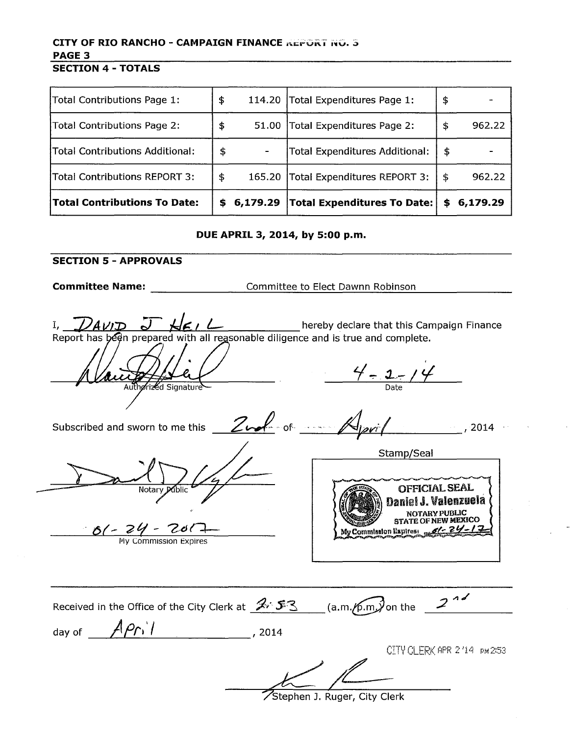**CITY OF RIO RANCHO - CAMPAIGN FINANCE REPORT NO. 3**
**PAGE 3**

## SECTION 4 - TOTALS

| | | | |
|---|---|---|---|
| Total Contributions Page 1: | $ 114.20 | Total Expenditures Page 1: | $ - |
| Total Contributions Page 2: | $ 51.00 | Total Expenditures Page 2: | $ 962.22 |
| Total Contributions Additional: | $ - | Total Expenditures Additional: | $ - |
| Total Contributions REPORT 3: | $ 165.20 | Total Expenditures REPORT 3: | $ 962.22 |
| **Total Contributions To Date:** | **$ 6,179.29** | **Total Expenditures To Date:** | **$ 6,179.29** |

**DUE APRIL 3, 2014, by 5:00 p.m.**

## SECTION 5 - APPROVALS

**Committee Name:** Committee to Elect Dawnn Robinson

I, DAVID J HEIL hereby declare that this Campaign Finance Report has been prepared with all reasonable diligence and is true and complete.

Authorized Signature 4-2-14
Date

Subscribed and sworn to me this 2nd of April, 2014

Notary Public

01-24-2017
My Commission Expires

Stamp/Seal

OFFICIAL SEAL
Daniel J. Valenzuela
NOTARY PUBLIC
STATE OF NEW MEXICO
My Commission Expires: 01-24-17

Received in the Office of the City Clerk at 2:53 (a.m./p.m.) on the 2nd day of April, 2014

CITY CLERK APR 2 '14 PM 2:53

Stephen J. Ruger, City Clerk